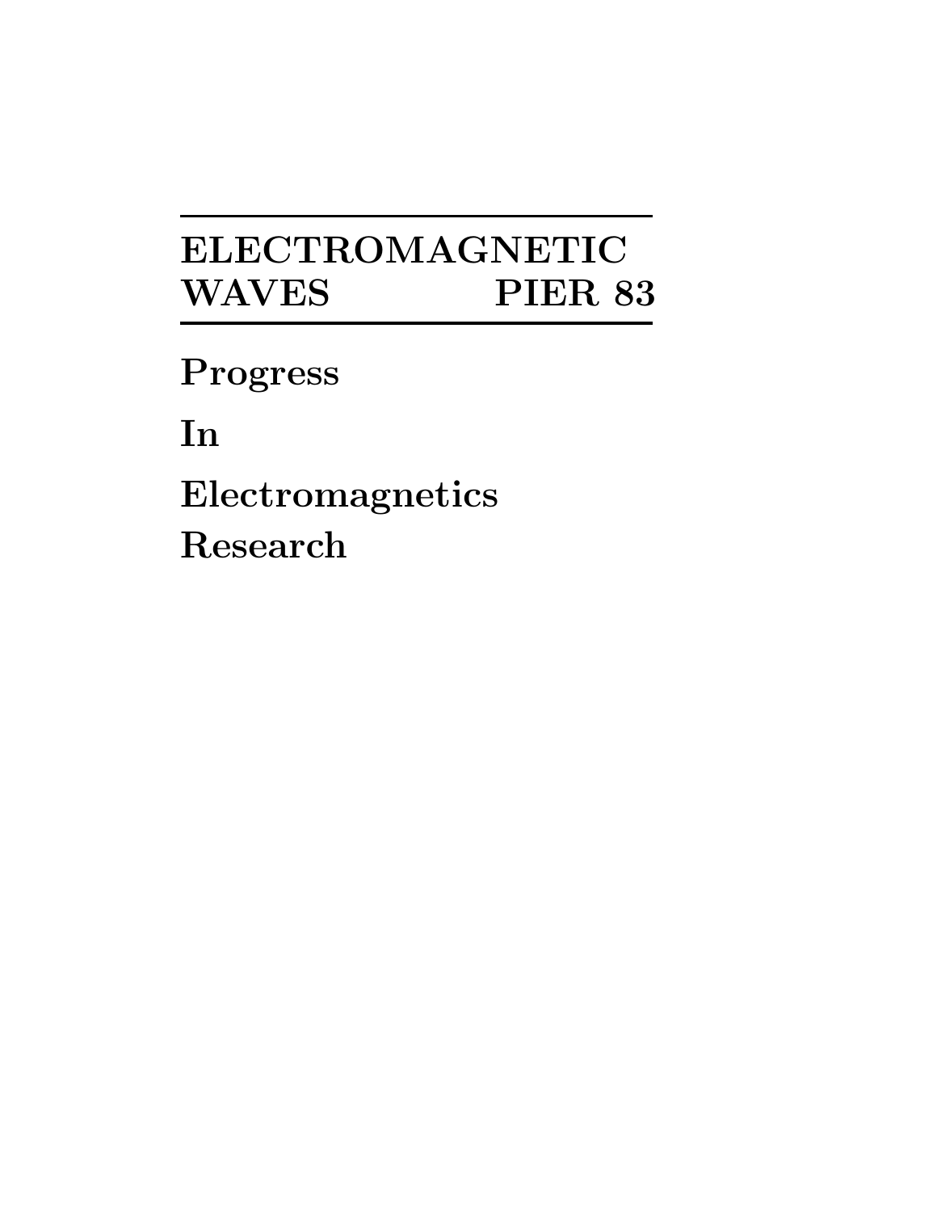# ELECTROMAGNETIC WAVES PIER 83

**Progress**

**In**

**Electromagnetics**

**Research**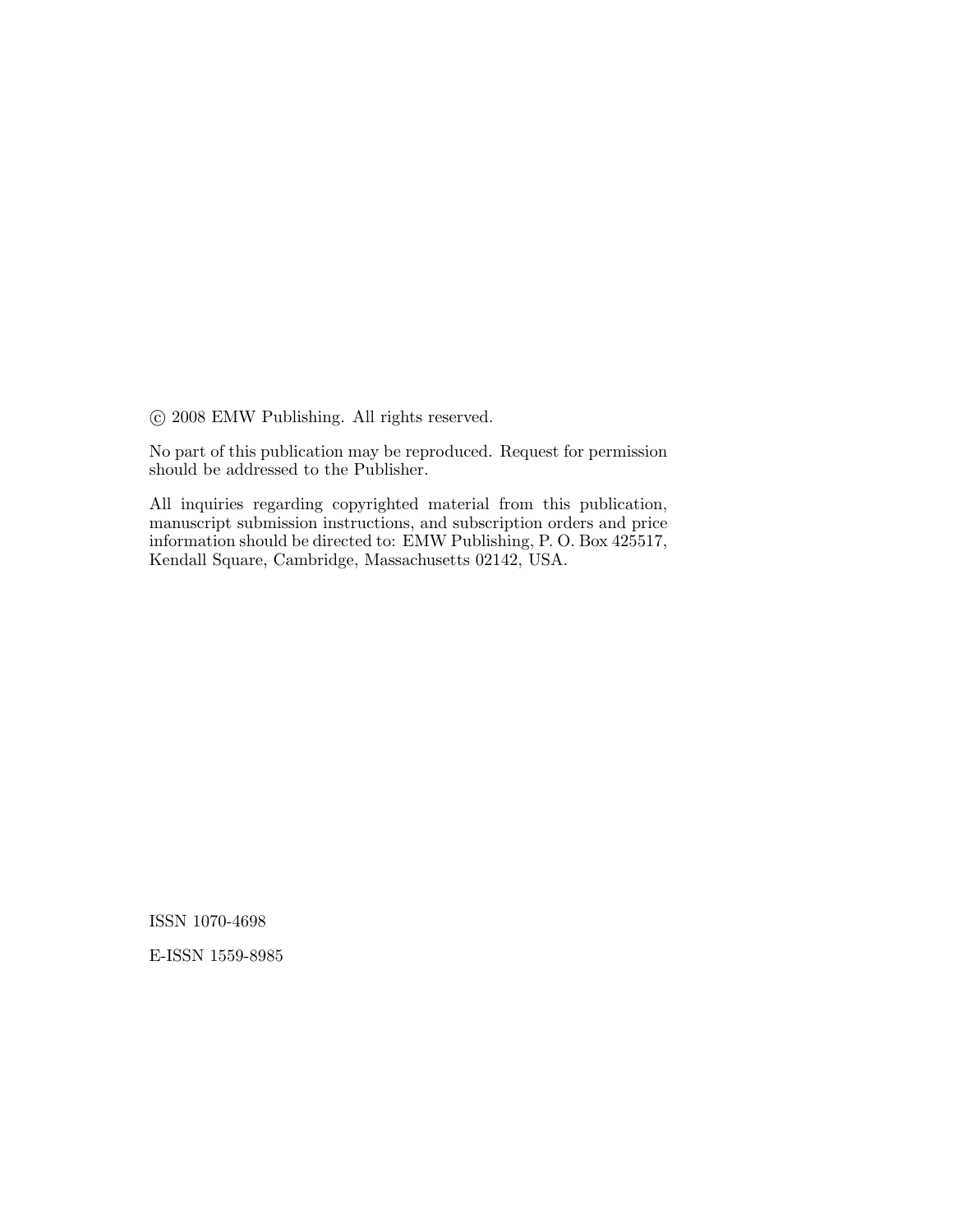© 2008 EMW Publishing. All rights reserved.

No part of this publication may be reproduced. Request for permission should be addressed to the Publisher.

All inquiries regarding copyrighted material from this publication, manuscript submission instructions, and subscription orders and price information should be directed to: EMW Publishing, P. O. Box 425517, Kendall Square, Cambridge, Massachusetts 02142, USA.

ISSN 1070-4698

E-ISSN 1559-8985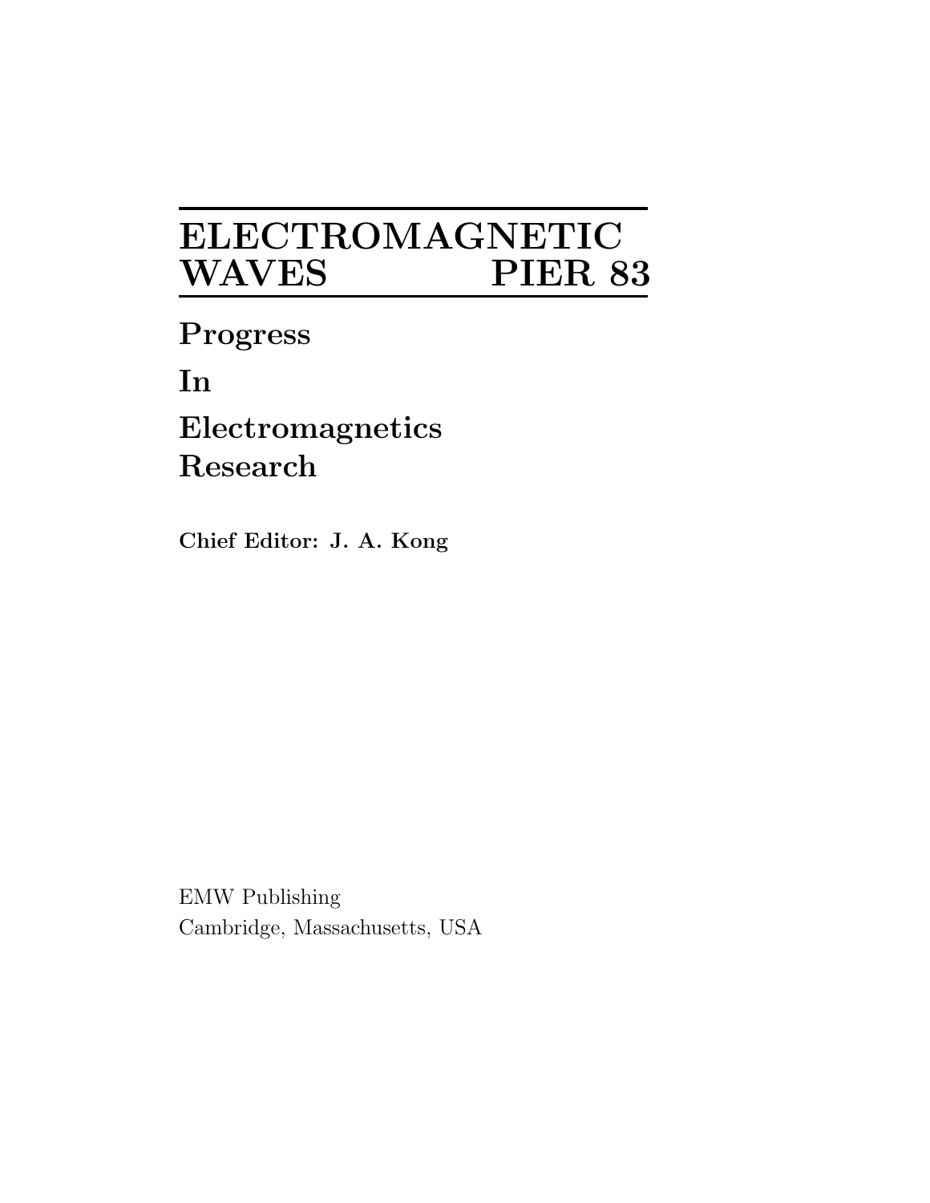# ELECTROMAGNETIC WAVES PIER 83

**Progress**

**In**

**Electromagnetics Research**

**Chief Editor: J. A. Kong**

EMW Publishing
Cambridge, Massachusetts, USA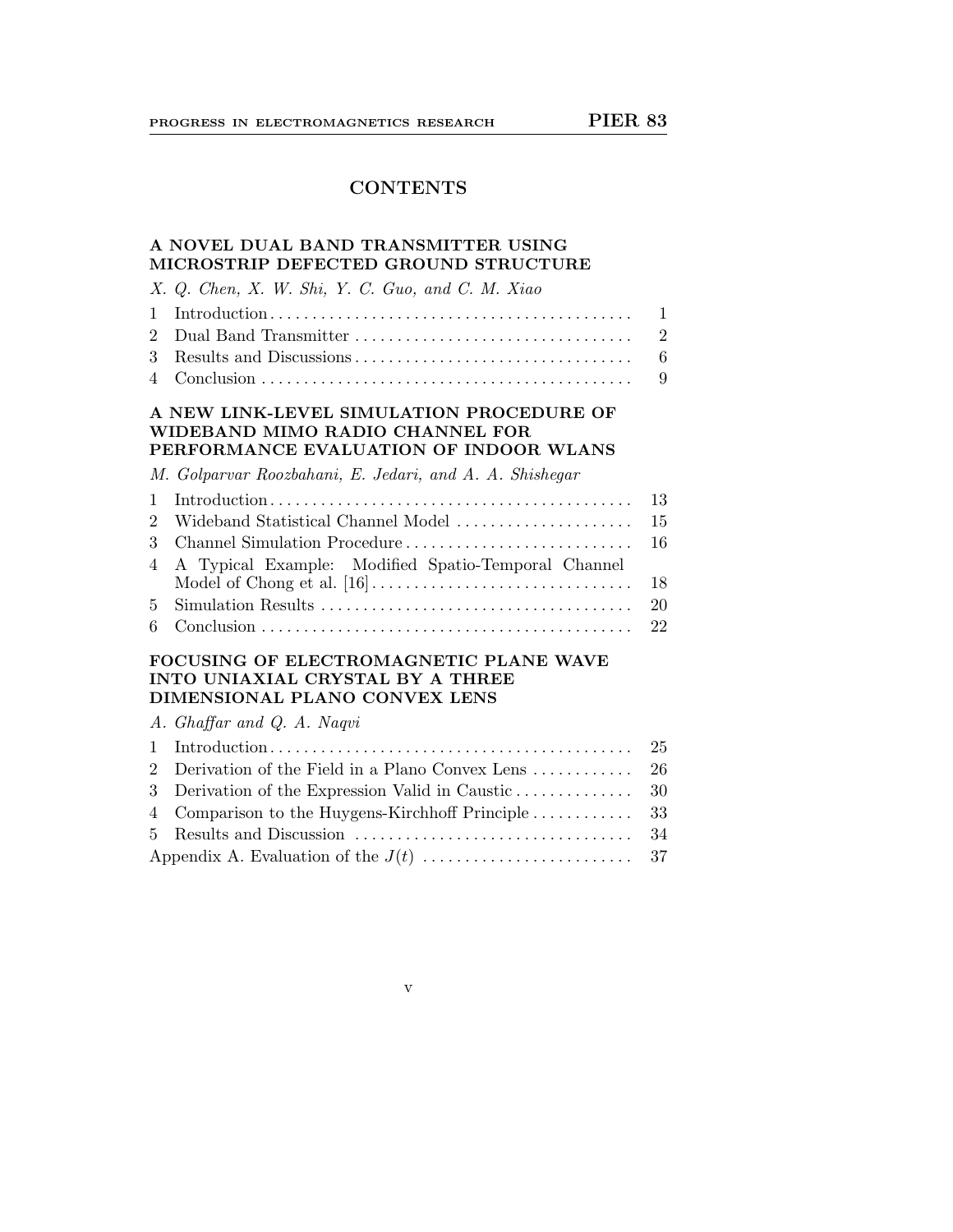# CONTENTS

## A NOVEL DUAL BAND TRANSMITTER USING MICROSTRIP DEFECTED GROUND STRUCTURE

*X. Q. Chen, X. W. Shi, Y. C. Guo, and C. M. Xiao*

| | | |
|---|---|---|
| 1 | Introduction | 1 |
| 2 | Dual Band Transmitter | 2 |
| 3 | Results and Discussions | 6 |
| 4 | Conclusion | 9 |

## A NEW LINK-LEVEL SIMULATION PROCEDURE OF WIDEBAND MIMO RADIO CHANNEL FOR PERFORMANCE EVALUATION OF INDOOR WLANS

*M. Golparvar Roozbahani, E. Jedari, and A. A. Shishegar*

| | | |
|---|---|---|
| 1 | Introduction | 13 |
| 2 | Wideband Statistical Channel Model | 15 |
| 3 | Channel Simulation Procedure | 16 |
| 4 | A Typical Example: Modified Spatio-Temporal Channel Model of Chong et al. [16] | 18 |
| 5 | Simulation Results | 20 |
| 6 | Conclusion | 22 |

## FOCUSING OF ELECTROMAGNETIC PLANE WAVE INTO UNIAXIAL CRYSTAL BY A THREE DIMENSIONAL PLANO CONVEX LENS

*A. Ghaffar and Q. A. Naqvi*

| | | |
|---|---|---|
| 1 | Introduction | 25 |
| 2 | Derivation of the Field in a Plano Convex Lens | 26 |
| 3 | Derivation of the Expression Valid in Caustic | 30 |
| 4 | Comparison to the Huygens-Kirchhoff Principle | 33 |
| 5 | Results and Discussion | 34 |
| | Appendix A. Evaluation of the $J(t)$ | 37 |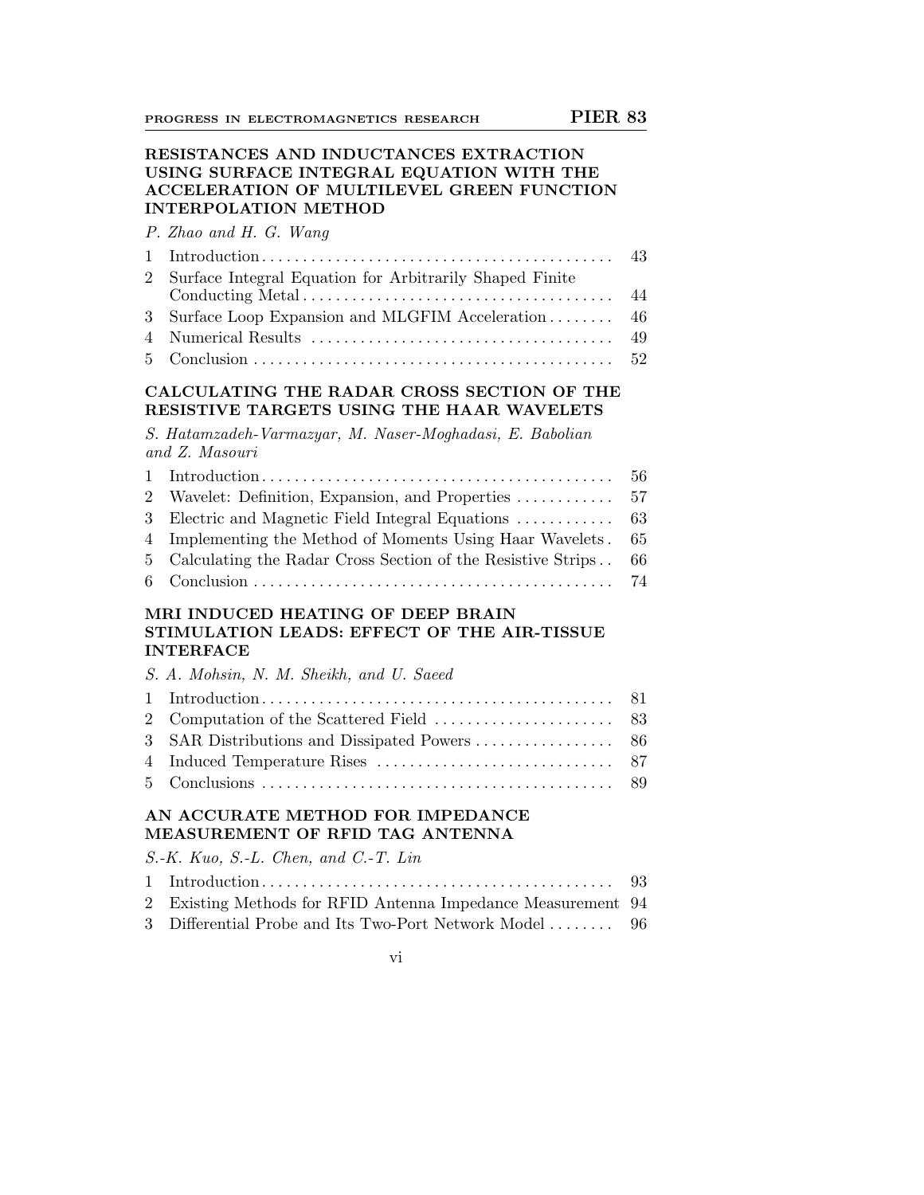**RESISTANCES AND INDUCTANCES EXTRACTION USING SURFACE INTEGRAL EQUATION WITH THE ACCELERATION OF MULTILEVEL GREEN FUNCTION INTERPOLATION METHOD**

*P. Zhao and H. G. Wang*

| | | |
|---|---|---|
| 1 | Introduction | 43 |
| 2 | Surface Integral Equation for Arbitrarily Shaped Finite Conducting Metal | 44 |
| 3 | Surface Loop Expansion and MLGFIM Acceleration | 46 |
| 4 | Numerical Results | 49 |
| 5 | Conclusion | 52 |

**CALCULATING THE RADAR CROSS SECTION OF THE RESISTIVE TARGETS USING THE HAAR WAVELETS**

*S. Hatamzadeh-Varmazyar, M. Naser-Moghadasi, E. Babolian and Z. Masouri*

| | | |
|---|---|---|
| 1 | Introduction | 56 |
| 2 | Wavelet: Definition, Expansion, and Properties | 57 |
| 3 | Electric and Magnetic Field Integral Equations | 63 |
| 4 | Implementing the Method of Moments Using Haar Wavelets | 65 |
| 5 | Calculating the Radar Cross Section of the Resistive Strips | 66 |
| 6 | Conclusion | 74 |

**MRI INDUCED HEATING OF DEEP BRAIN STIMULATION LEADS: EFFECT OF THE AIR-TISSUE INTERFACE**

*S. A. Mohsin, N. M. Sheikh, and U. Saeed*

| | | |
|---|---|---|
| 1 | Introduction | 81 |
| 2 | Computation of the Scattered Field | 83 |
| 3 | SAR Distributions and Dissipated Powers | 86 |
| 4 | Induced Temperature Rises | 87 |
| 5 | Conclusions | 89 |

**AN ACCURATE METHOD FOR IMPEDANCE MEASUREMENT OF RFID TAG ANTENNA**

*S.-K. Kuo, S.-L. Chen, and C.-T. Lin*

| | | |
|---|---|---|
| 1 | Introduction | 93 |
| 2 | Existing Methods for RFID Antenna Impedance Measurement | 94 |
| 3 | Differential Probe and Its Two-Port Network Model | 96 |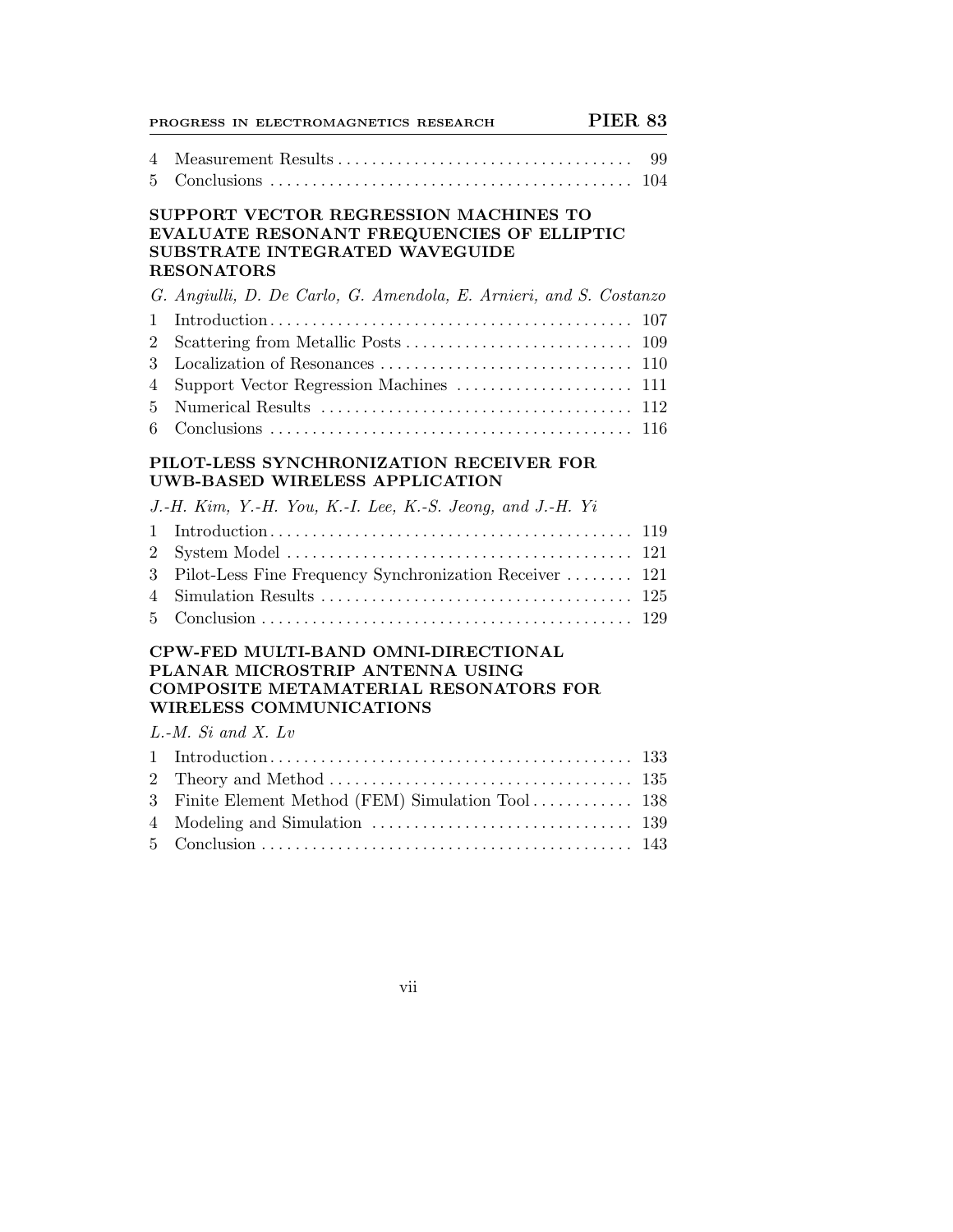4 Measurement Results . . . . . . . . . . . . . . . . . . . . . . . . . . . . . . . . . . . 99
5 Conclusions . . . . . . . . . . . . . . . . . . . . . . . . . . . . . . . . . . . . . . . . . . 104

### SUPPORT VECTOR REGRESSION MACHINES TO EVALUATE RESONANT FREQUENCIES OF ELLIPTIC SUBSTRATE INTEGRATED WAVEGUIDE RESONATORS

*G. Angiulli, D. De Carlo, G. Amendola, E. Arnieri, and S. Costanzo*

1 Introduction . . . . . . . . . . . . . . . . . . . . . . . . . . . . . . . . . . . . . . . . . . 107
2 Scattering from Metallic Posts . . . . . . . . . . . . . . . . . . . . . . . . . . . 109
3 Localization of Resonances . . . . . . . . . . . . . . . . . . . . . . . . . . . . . 110
4 Support Vector Regression Machines . . . . . . . . . . . . . . . . . . . . . 111
5 Numerical Results . . . . . . . . . . . . . . . . . . . . . . . . . . . . . . . . . . . . 112
6 Conclusions . . . . . . . . . . . . . . . . . . . . . . . . . . . . . . . . . . . . . . . . . . 116

### PILOT-LESS SYNCHRONIZATION RECEIVER FOR UWB-BASED WIRELESS APPLICATION

*J.-H. Kim, Y.-H. You, K.-I. Lee, K.-S. Jeong, and J.-H. Yi*

1 Introduction . . . . . . . . . . . . . . . . . . . . . . . . . . . . . . . . . . . . . . . . . . 119
2 System Model . . . . . . . . . . . . . . . . . . . . . . . . . . . . . . . . . . . . . . . . 121
3 Pilot-Less Fine Frequency Synchronization Receiver . . . . . . . . 121
4 Simulation Results . . . . . . . . . . . . . . . . . . . . . . . . . . . . . . . . . . . . 125
5 Conclusion . . . . . . . . . . . . . . . . . . . . . . . . . . . . . . . . . . . . . . . . . . . 129

### CPW-FED MULTI-BAND OMNI-DIRECTIONAL PLANAR MICROSTRIP ANTENNA USING COMPOSITE METAMATERIAL RESONATORS FOR WIRELESS COMMUNICATIONS

*L.-M. Si and X. Lv*

1 Introduction . . . . . . . . . . . . . . . . . . . . . . . . . . . . . . . . . . . . . . . . . . 133
2 Theory and Method . . . . . . . . . . . . . . . . . . . . . . . . . . . . . . . . . . . 135
3 Finite Element Method (FEM) Simulation Tool . . . . . . . . . . . . 138
4 Modeling and Simulation . . . . . . . . . . . . . . . . . . . . . . . . . . . . . . . 139
5 Conclusion . . . . . . . . . . . . . . . . . . . . . . . . . . . . . . . . . . . . . . . . . . . 143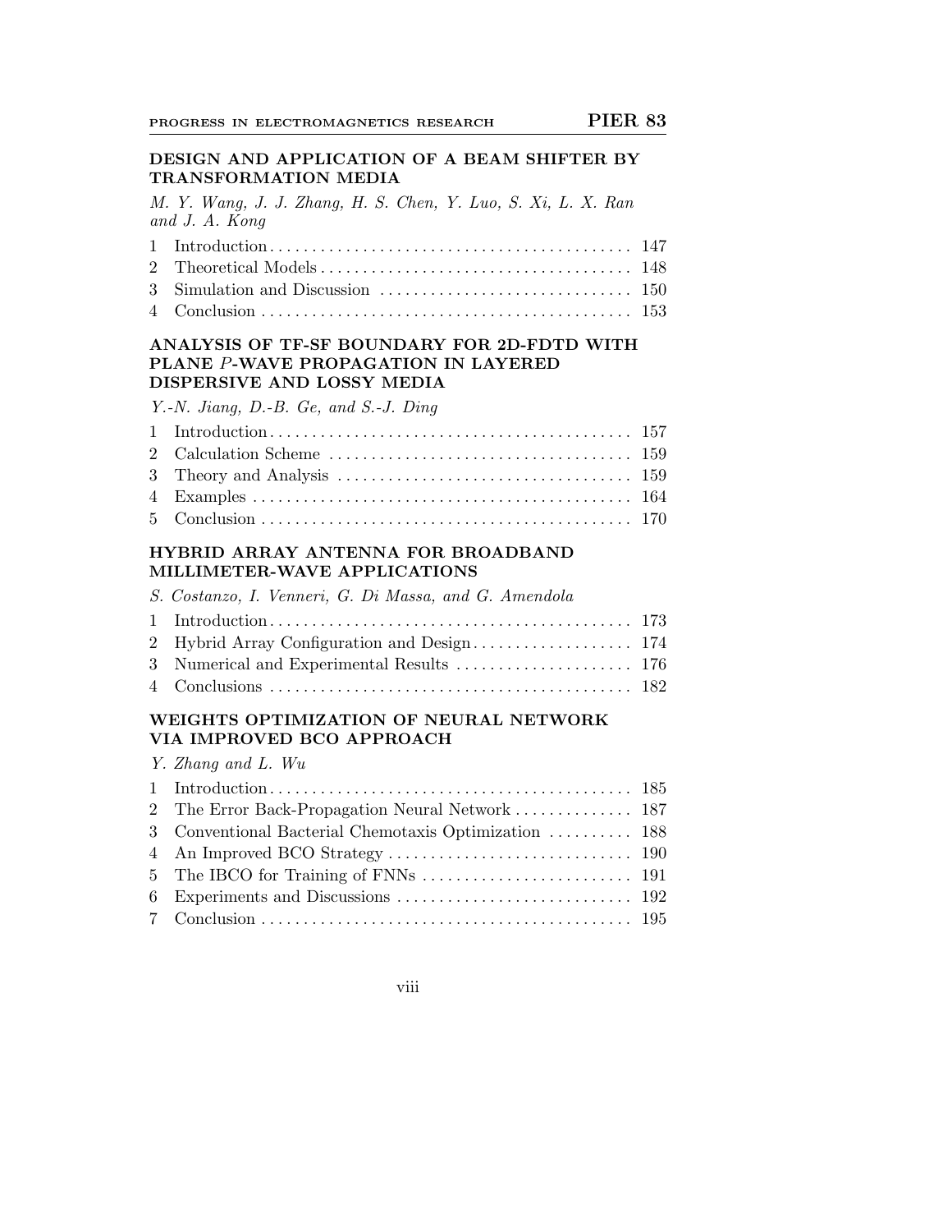### DESIGN AND APPLICATION OF A BEAM SHIFTER BY TRANSFORMATION MEDIA

*M. Y. Wang, J. J. Zhang, H. S. Chen, Y. Luo, S. Xi, L. X. Ran and J. A. Kong*

| | | |
|---|---|---|
| 1 | Introduction | 147 |
| 2 | Theoretical Models | 148 |
| 3 | Simulation and Discussion | 150 |
| 4 | Conclusion | 153 |

### ANALYSIS OF TF-SF BOUNDARY FOR 2D-FDTD WITH PLANE $P$-WAVE PROPAGATION IN LAYERED DISPERSIVE AND LOSSY MEDIA

*Y.-N. Jiang, D.-B. Ge, and S.-J. Ding*

| | | |
|---|---|---|
| 1 | Introduction | 157 |
| 2 | Calculation Scheme | 159 |
| 3 | Theory and Analysis | 159 |
| 4 | Examples | 164 |
| 5 | Conclusion | 170 |

### HYBRID ARRAY ANTENNA FOR BROADBAND MILLIMETER-WAVE APPLICATIONS

*S. Costanzo, I. Venneri, G. Di Massa, and G. Amendola*

| | | |
|---|---|---|
| 1 | Introduction | 173 |
| 2 | Hybrid Array Configuration and Design | 174 |
| 3 | Numerical and Experimental Results | 176 |
| 4 | Conclusions | 182 |

### WEIGHTS OPTIMIZATION OF NEURAL NETWORK VIA IMPROVED BCO APPROACH

*Y. Zhang and L. Wu*

| | | |
|---|---|---|
| 1 | Introduction | 185 |
| 2 | The Error Back-Propagation Neural Network | 187 |
| 3 | Conventional Bacterial Chemotaxis Optimization | 188 |
| 4 | An Improved BCO Strategy | 190 |
| 5 | The IBCO for Training of FNNs | 191 |
| 6 | Experiments and Discussions | 192 |
| 7 | Conclusion | 195 |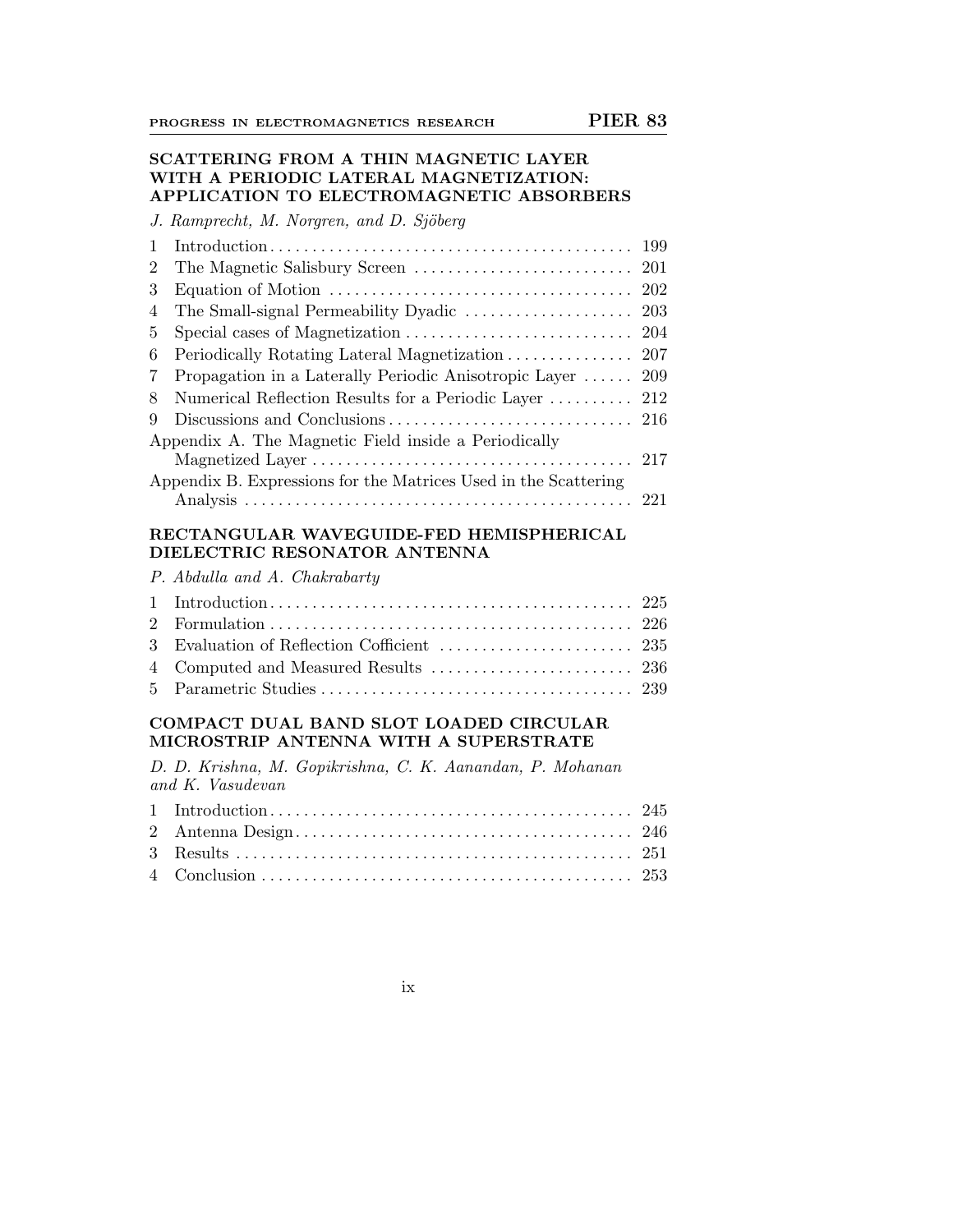## SCATTERING FROM A THIN MAGNETIC LAYER WITH A PERIODIC LATERAL MAGNETIZATION: APPLICATION TO ELECTROMAGNETIC ABSORBERS

*J. Ramprecht, M. Norgren, and D. Sjöberg*

| | | |
|---|---|---|
| 1 | Introduction | 199 |
| 2 | The Magnetic Salisbury Screen | 201 |
| 3 | Equation of Motion | 202 |
| 4 | The Small-signal Permeability Dyadic | 203 |
| 5 | Special cases of Magnetization | 204 |
| 6 | Periodically Rotating Lateral Magnetization | 207 |
| 7 | Propagation in a Laterally Periodic Anisotropic Layer | 209 |
| 8 | Numerical Reflection Results for a Periodic Layer | 212 |
| 9 | Discussions and Conclusions | 216 |
| | Appendix A. The Magnetic Field inside a Periodically Magnetized Layer | 217 |
| | Appendix B. Expressions for the Matrices Used in the Scattering Analysis | 221 |

## RECTANGULAR WAVEGUIDE-FED HEMISPHERICAL DIELECTRIC RESONATOR ANTENNA

*P. Abdulla and A. Chakrabarty*

| | | |
|---|---|---|
| 1 | Introduction | 225 |
| 2 | Formulation | 226 |
| 3 | Evaluation of Reflection Coefficient | 235 |
| 4 | Computed and Measured Results | 236 |
| 5 | Parametric Studies | 239 |

## COMPACT DUAL BAND SLOT LOADED CIRCULAR MICROSTRIP ANTENNA WITH A SUPERSTRATE

*D. D. Krishna, M. Gopikrishna, C. K. Aanandan, P. Mohanan and K. Vasudevan*

| | | |
|---|---|---|
| 1 | Introduction | 245 |
| 2 | Antenna Design | 246 |
| 3 | Results | 251 |
| 4 | Conclusion | 253 |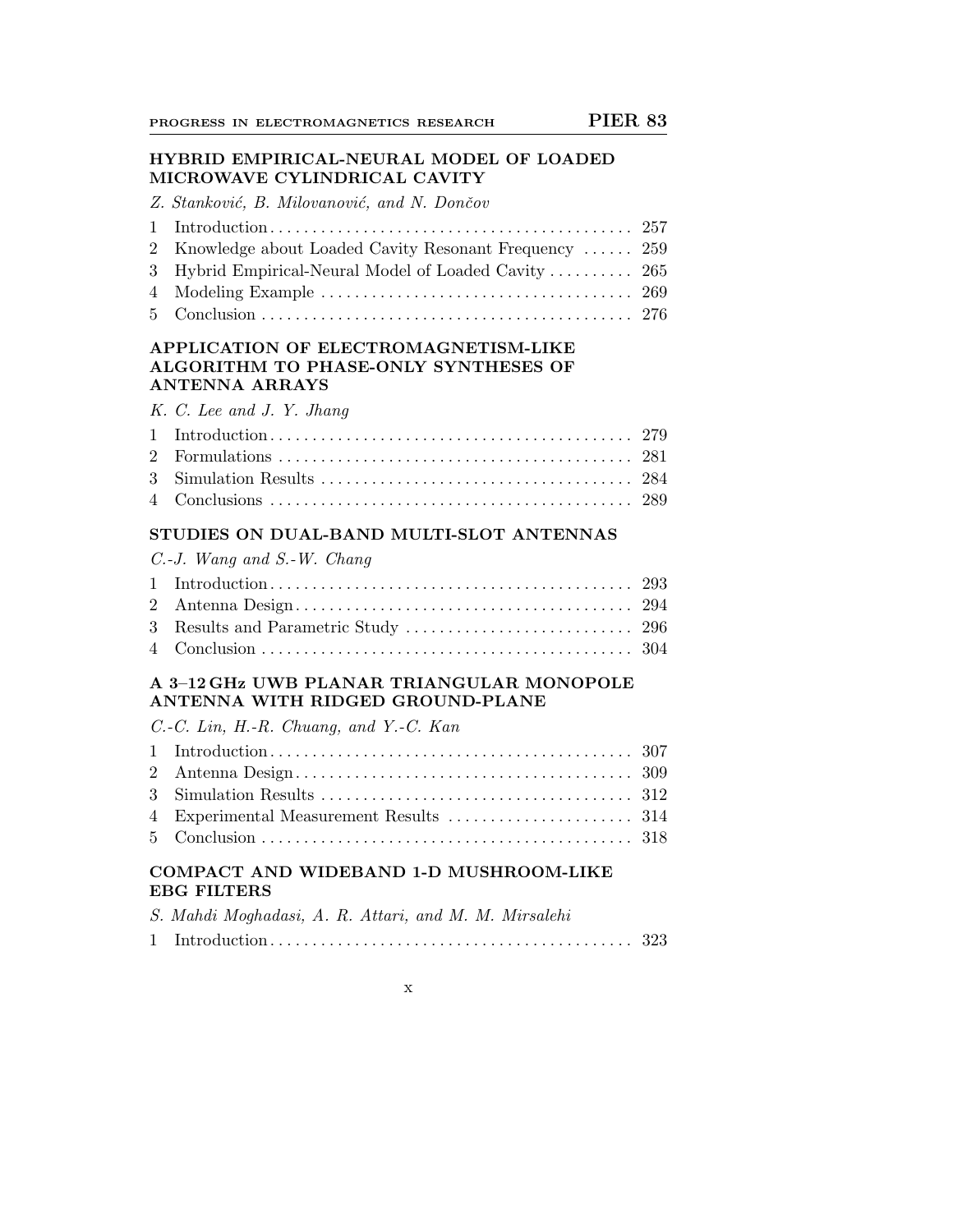**HYBRID EMPIRICAL-NEURAL MODEL OF LOADED MICROWAVE CYLINDRICAL CAVITY**

*Z. Stanković, B. Milovanović, and N. Dončov*

1 Introduction . . . . . . . . . . . . . . . . . . . . . . . . . . . . . . . . . . . . . . . . . . . 257
2 Knowledge about Loaded Cavity Resonant Frequency . . . . . . 259
3 Hybrid Empirical-Neural Model of Loaded Cavity . . . . . . . . . . 265
4 Modeling Example . . . . . . . . . . . . . . . . . . . . . . . . . . . . . . . . . . . . 269
5 Conclusion . . . . . . . . . . . . . . . . . . . . . . . . . . . . . . . . . . . . . . . . . . . 276

**APPLICATION OF ELECTROMAGNETISM-LIKE ALGORITHM TO PHASE-ONLY SYNTHESES OF ANTENNA ARRAYS**

*K. C. Lee and J. Y. Jhang*

1 Introduction . . . . . . . . . . . . . . . . . . . . . . . . . . . . . . . . . . . . . . . . . . . 279
2 Formulations . . . . . . . . . . . . . . . . . . . . . . . . . . . . . . . . . . . . . . . . . . 281
3 Simulation Results . . . . . . . . . . . . . . . . . . . . . . . . . . . . . . . . . . . . . 284
4 Conclusions . . . . . . . . . . . . . . . . . . . . . . . . . . . . . . . . . . . . . . . . . . . 289

**STUDIES ON DUAL-BAND MULTI-SLOT ANTENNAS**

*C.-J. Wang and S.-W. Chang*

1 Introduction . . . . . . . . . . . . . . . . . . . . . . . . . . . . . . . . . . . . . . . . . . . 293
2 Antenna Design . . . . . . . . . . . . . . . . . . . . . . . . . . . . . . . . . . . . . . . . 294
3 Results and Parametric Study . . . . . . . . . . . . . . . . . . . . . . . . . . . 296
4 Conclusion . . . . . . . . . . . . . . . . . . . . . . . . . . . . . . . . . . . . . . . . . . . . 304

**A 3–12 GHz UWB PLANAR TRIANGULAR MONOPOLE ANTENNA WITH RIDGED GROUND-PLANE**

*C.-C. Lin, H.-R. Chuang, and Y.-C. Kan*

1 Introduction . . . . . . . . . . . . . . . . . . . . . . . . . . . . . . . . . . . . . . . . . . . 307
2 Antenna Design . . . . . . . . . . . . . . . . . . . . . . . . . . . . . . . . . . . . . . . . 309
3 Simulation Results . . . . . . . . . . . . . . . . . . . . . . . . . . . . . . . . . . . . . 312
4 Experimental Measurement Results . . . . . . . . . . . . . . . . . . . . . . 314
5 Conclusion . . . . . . . . . . . . . . . . . . . . . . . . . . . . . . . . . . . . . . . . . . . . 318

**COMPACT AND WIDEBAND 1-D MUSHROOM-LIKE EBG FILTERS**

*S. Mahdi Moghadasi, A. R. Attari, and M. M. Mirsalehi*

1 Introduction . . . . . . . . . . . . . . . . . . . . . . . . . . . . . . . . . . . . . . . . . . . 323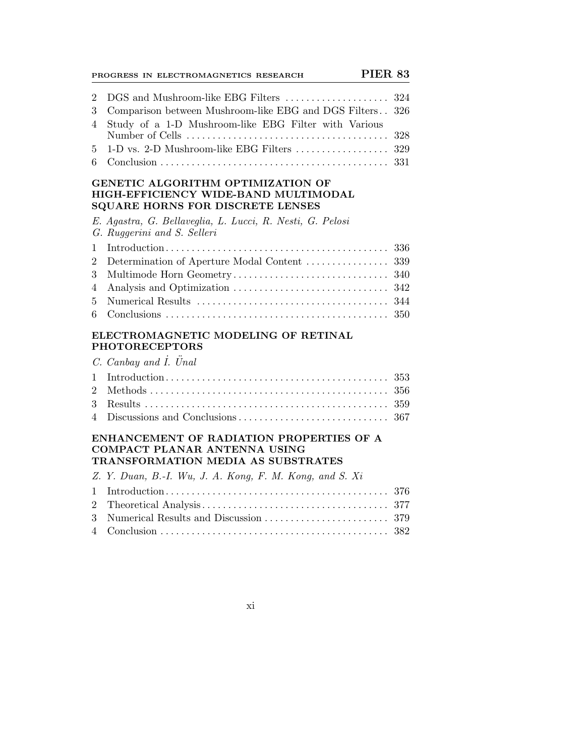2 DGS and Mushroom-like EBG Filters .................... 324
3 Comparison between Mushroom-like EBG and DGS Filters .. 326
4 Study of a 1-D Mushroom-like EBG Filter with Various Number of Cells .................... 328
5 1-D vs. 2-D Mushroom-like EBG Filters .................... 329
6 Conclusion .................... 331

### GENETIC ALGORITHM OPTIMIZATION OF HIGH-EFFICIENCY WIDE-BAND MULTIMODAL SQUARE HORNS FOR DISCRETE LENSES

*E. Agastra, G. Bellaveglia, L. Lucci, R. Nesti, G. Pelosi G. Ruggerini and S. Selleri*

1 Introduction .................... 336
2 Determination of Aperture Modal Content .................... 339
3 Multimode Horn Geometry .................... 340
4 Analysis and Optimization .................... 342
5 Numerical Results .................... 344
6 Conclusions .................... 350

### ELECTROMAGNETIC MODELING OF RETINAL PHOTORECEPTORS

*C. Canbay and İ. Ünal*

1 Introduction .................... 353
2 Methods .................... 356
3 Results .................... 359
4 Discussions and Conclusions .................... 367

### ENHANCEMENT OF RADIATION PROPERTIES OF A COMPACT PLANAR ANTENNA USING TRANSFORMATION MEDIA AS SUBSTRATES

*Z. Y. Duan, B.-I. Wu, J. A. Kong, F. M. Kong, and S. Xi*

1 Introduction .................... 376
2 Theoretical Analysis .................... 377
3 Numerical Results and Discussion .................... 379
4 Conclusion .................... 382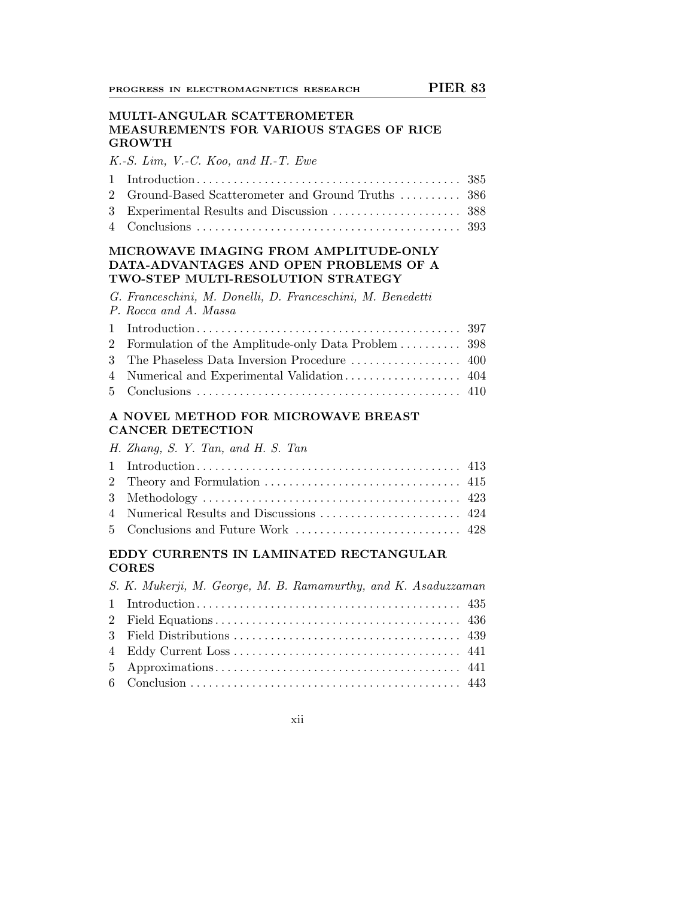**MULTI-ANGULAR SCATTEROMETER MEASUREMENTS FOR VARIOUS STAGES OF RICE GROWTH**

*K.-S. Lim, V.-C. Koo, and H.-T. Ewe*

| | | |
|---|---|---|
| 1 | Introduction | 385 |
| 2 | Ground-Based Scatterometer and Ground Truths | 386 |
| 3 | Experimental Results and Discussion | 388 |
| 4 | Conclusions | 393 |

**MICROWAVE IMAGING FROM AMPLITUDE-ONLY DATA-ADVANTAGES AND OPEN PROBLEMS OF A TWO-STEP MULTI-RESOLUTION STRATEGY**

*G. Franceschini, M. Donelli, D. Franceschini, M. Benedetti P. Rocca and A. Massa*

| | | |
|---|---|---|
| 1 | Introduction | 397 |
| 2 | Formulation of the Amplitude-only Data Problem | 398 |
| 3 | The Phaseless Data Inversion Procedure | 400 |
| 4 | Numerical and Experimental Validation | 404 |
| 5 | Conclusions | 410 |

**A NOVEL METHOD FOR MICROWAVE BREAST CANCER DETECTION**

*H. Zhang, S. Y. Tan, and H. S. Tan*

| | | |
|---|---|---|
| 1 | Introduction | 413 |
| 2 | Theory and Formulation | 415 |
| 3 | Methodology | 423 |
| 4 | Numerical Results and Discussions | 424 |
| 5 | Conclusions and Future Work | 428 |

**EDDY CURRENTS IN LAMINATED RECTANGULAR CORES**

*S. K. Mukerji, M. George, M. B. Ramamurthy, and K. Asaduzzaman*

| | | |
|---|---|---|
| 1 | Introduction | 435 |
| 2 | Field Equations | 436 |
| 3 | Field Distributions | 439 |
| 4 | Eddy Current Loss | 441 |
| 5 | Approximations | 441 |
| 6 | Conclusion | 443 |